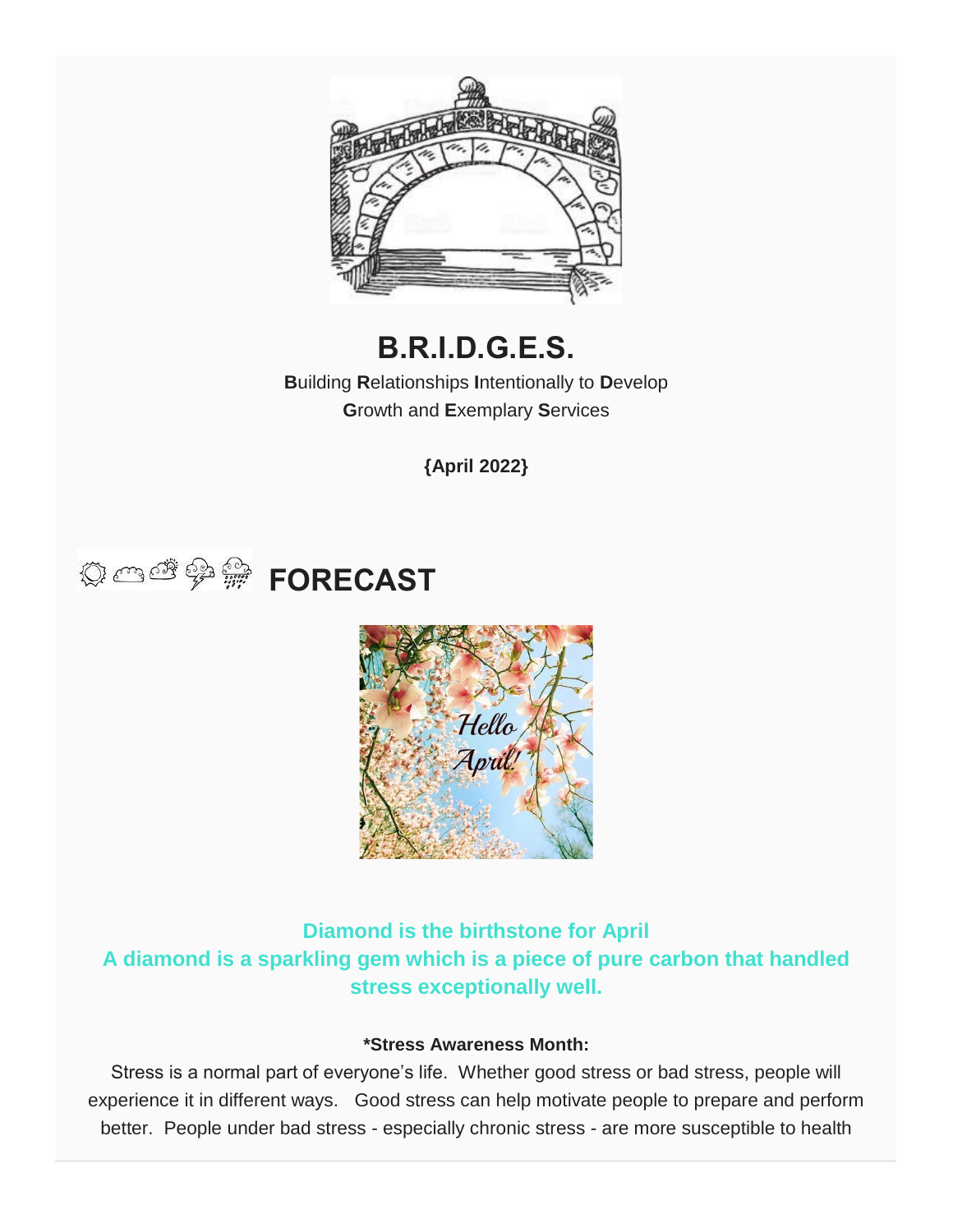# B.R.I.D.G.E.S.

**B**uilding **R**elationships **I**ntentionally to **D**evelop **G**rowth and **E**xemplary **S**ervices

**{April 2022}**

## FORECAST

**Diamond is the birthstone for April**
**A diamond is a sparkling gem which is a piece of pure carbon that handled stress exceptionally well.**

***Stress Awareness Month:**

Stress is a normal part of everyone's life. Whether good stress or bad stress, people will experience it in different ways. Good stress can help motivate people to prepare and perform better. People under bad stress - especially chronic stress - are more susceptible to health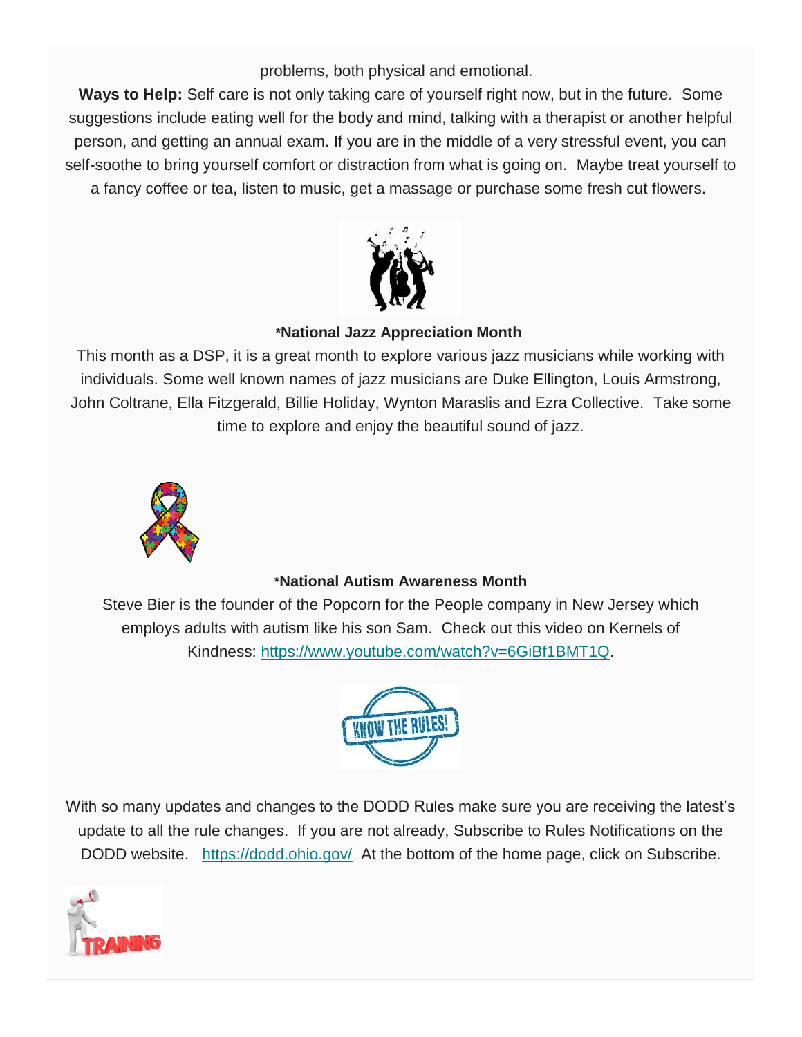problems, both physical and emotional.

**Ways to Help:** Self care is not only taking care of yourself right now, but in the future. Some suggestions include eating well for the body and mind, talking with a therapist or another helpful person, and getting an annual exam. If you are in the middle of a very stressful event, you can self-soothe to bring yourself comfort or distraction from what is going on. Maybe treat yourself to a fancy coffee or tea, listen to music, get a massage or purchase some fresh cut flowers.

**\*National Jazz Appreciation Month**

This month as a DSP, it is a great month to explore various jazz musicians while working with individuals. Some well known names of jazz musicians are Duke Ellington, Louis Armstrong, John Coltrane, Ella Fitzgerald, Billie Holiday, Wynton Maraslis and Ezra Collective. Take some time to explore and enjoy the beautiful sound of jazz.

**\*National Autism Awareness Month**

Steve Bier is the founder of the Popcorn for the People company in New Jersey which employs adults with autism like his son Sam. Check out this video on Kernels of Kindness: https://www.youtube.com/watch?v=6GiBf1BMT1Q.

With so many updates and changes to the DODD Rules make sure you are receiving the latest's update to all the rule changes. If you are not already, Subscribe to Rules Notifications on the DODD website. https://dodd.ohio.gov/ At the bottom of the home page, click on Subscribe.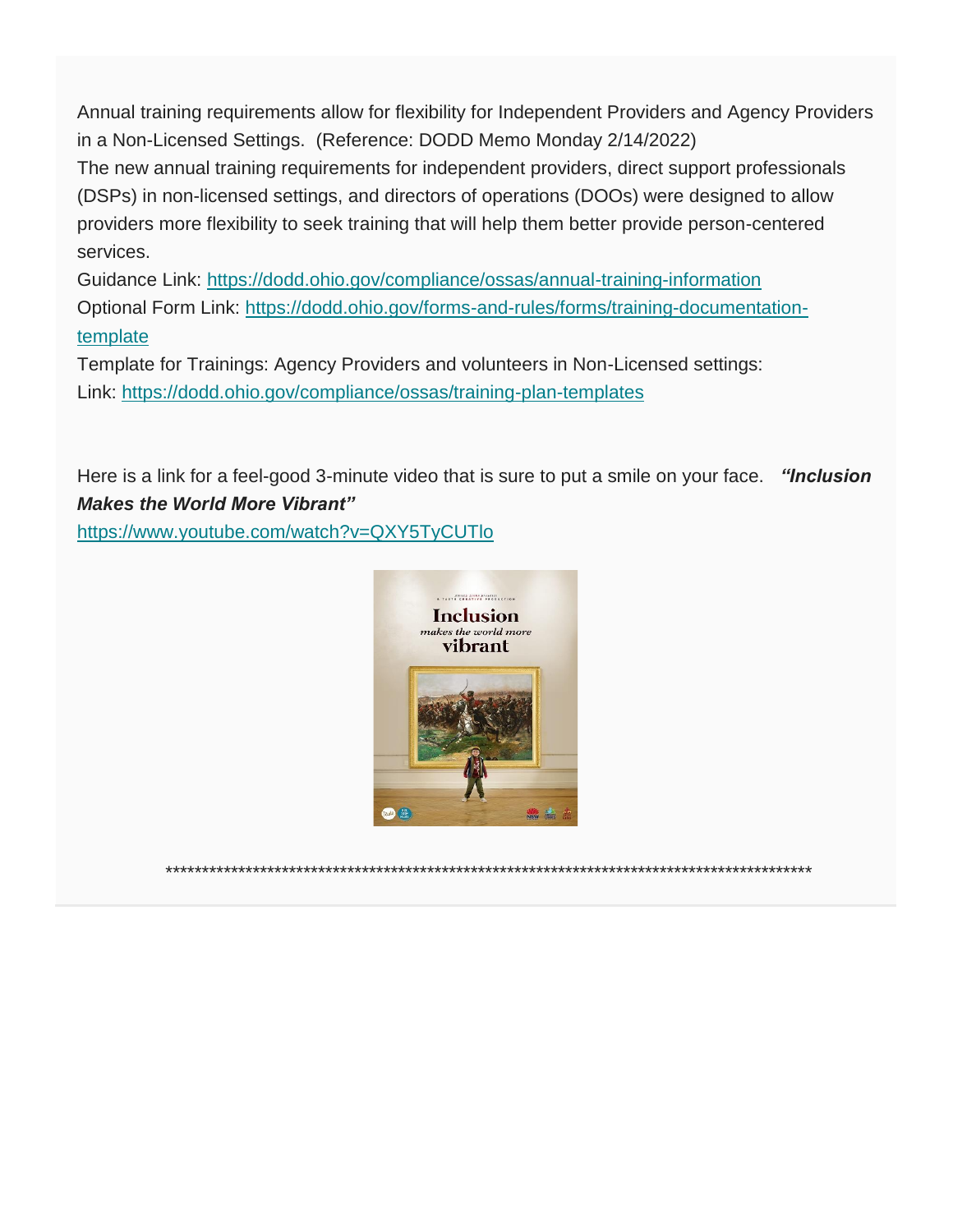Annual training requirements allow for flexibility for Independent Providers and Agency Providers in a Non-Licensed Settings.  (Reference: DODD Memo Monday 2/14/2022)
The new annual training requirements for independent providers, direct support professionals (DSPs) in non-licensed settings, and directors of operations (DOOs) were designed to allow providers more flexibility to seek training that will help them better provide person-centered services.
Guidance Link: https://dodd.ohio.gov/compliance/ossas/annual-training-information
Optional Form Link: https://dodd.ohio.gov/forms-and-rules/forms/training-documentation-template
Template for Trainings: Agency Providers and volunteers in Non-Licensed settings:
Link: https://dodd.ohio.gov/compliance/ossas/training-plan-templates

Here is a link for a feel-good 3-minute video that is sure to put a smile on your face.   ***"Inclusion Makes the World More Vibrant"***
https://www.youtube.com/watch?v=QXY5TyCUTlo

**********************************************************************************************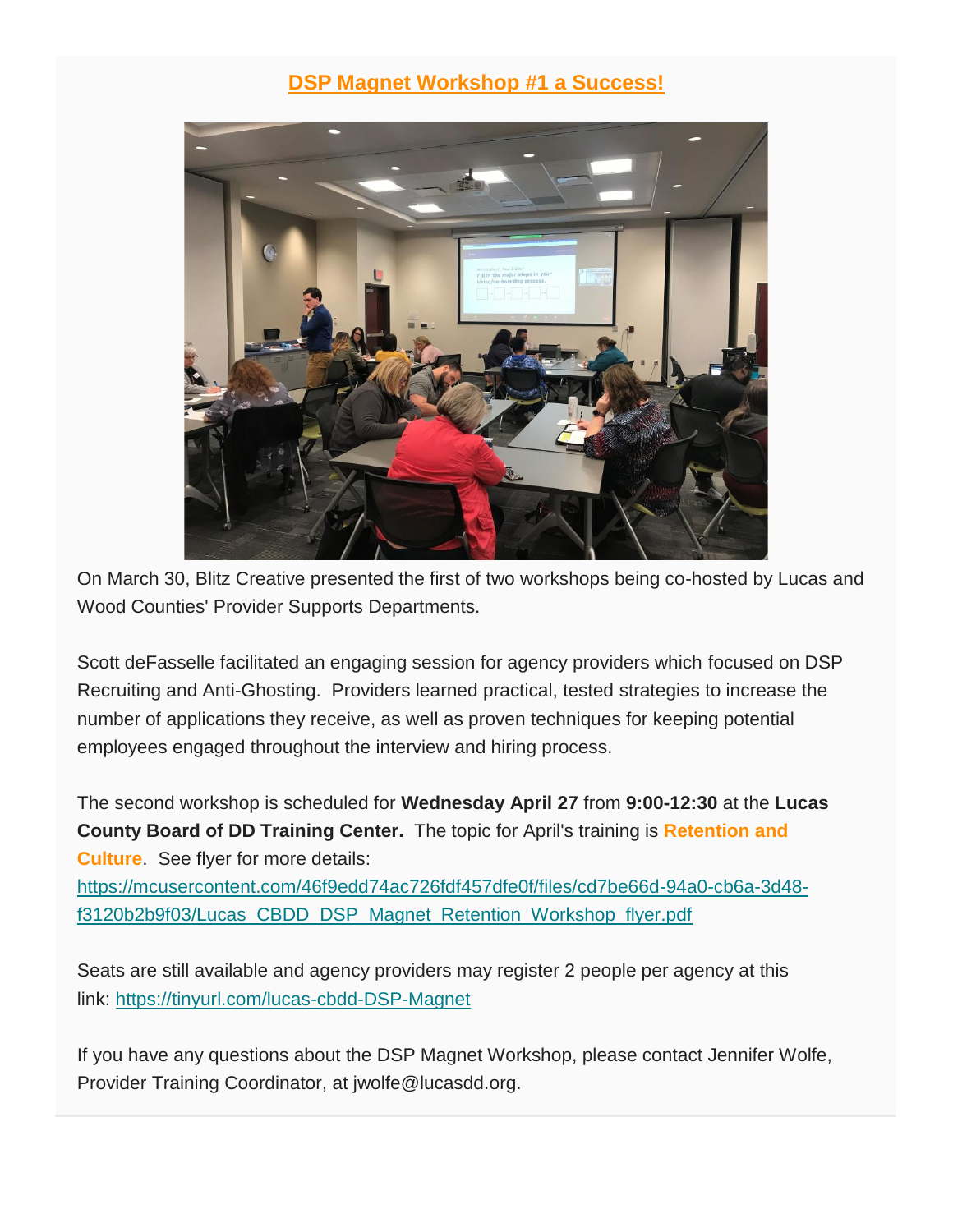## DSP Magnet Workshop #1 a Success!

On March 30, Blitz Creative presented the first of two workshops being co-hosted by Lucas and Wood Counties' Provider Supports Departments.

Scott deFasselle facilitated an engaging session for agency providers which focused on DSP Recruiting and Anti-Ghosting. Providers learned practical, tested strategies to increase the number of applications they receive, as well as proven techniques for keeping potential employees engaged throughout the interview and hiring process.

The second workshop is scheduled for **Wednesday April 27** from **9:00-12:30** at the **Lucas County Board of DD Training Center.** The topic for April's training is **Retention and Culture**. See flyer for more details: https://mcusercontent.com/46f9edd74ac726fdf457dfe0f/files/cd7be66d-94a0-cb6a-3d48-f3120b2b9f03/Lucas_CBDD_DSP_Magnet_Retention_Workshop_flyer.pdf

Seats are still available and agency providers may register 2 people per agency at this link: https://tinyurl.com/lucas-cbdd-DSP-Magnet

If you have any questions about the DSP Magnet Workshop, please contact Jennifer Wolfe, Provider Training Coordinator, at jwolfe@lucasdd.org.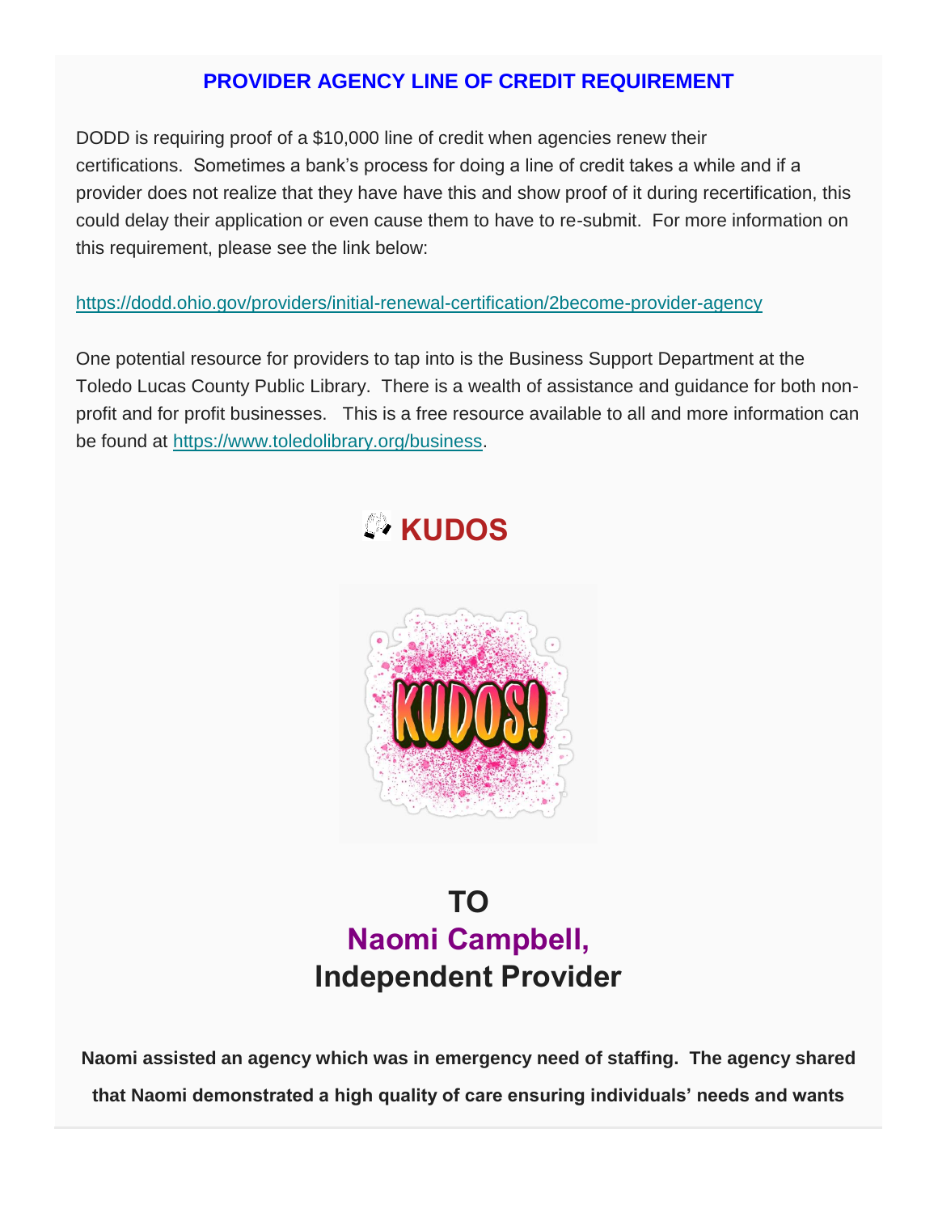## PROVIDER AGENCY LINE OF CREDIT REQUIREMENT

DODD is requiring proof of a $10,000 line of credit when agencies renew their certifications. Sometimes a bank's process for doing a line of credit takes a while and if a provider does not realize that they have have this and show proof of it during recertification, this could delay their application or even cause them to have to re-submit. For more information on this requirement, please see the link below:

https://dodd.ohio.gov/providers/initial-renewal-certification/2become-provider-agency

One potential resource for providers to tap into is the Business Support Department at the Toledo Lucas County Public Library. There is a wealth of assistance and guidance for both non-profit and for profit businesses. This is a free resource available to all and more information can be found at https://www.toledolibrary.org/business.

## 👏 KUDOS

### TO
### Naomi Campbell,
### Independent Provider

**Naomi assisted an agency which was in emergency need of staffing. The agency shared that Naomi demonstrated a high quality of care ensuring individuals' needs and wants**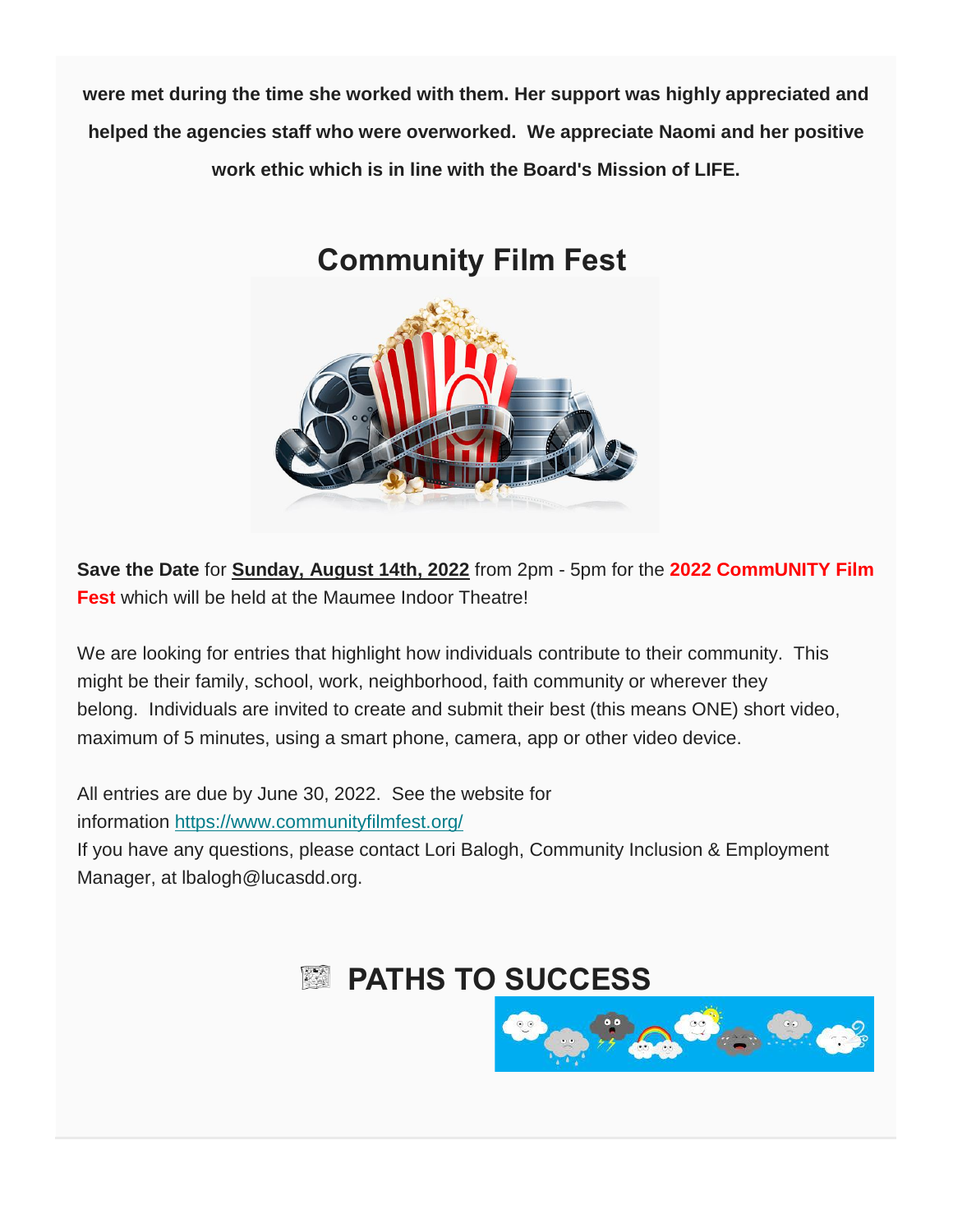**were met during the time she worked with them. Her support was highly appreciated and helped the agencies staff who were overworked.  We appreciate Naomi and her positive work ethic which is in line with the Board's Mission of LIFE.**

## Community Film Fest

**Save the Date** for **Sunday, August 14th, 2022** from 2pm - 5pm for the **2022 CommUNITY Film Fest** which will be held at the Maumee Indoor Theatre!

We are looking for entries that highlight how individuals contribute to their community.  This might be their family, school, work, neighborhood, faith community or wherever they belong.  Individuals are invited to create and submit their best (this means ONE) short video, maximum of 5 minutes, using a smart phone, camera, app or other video device.

All entries are due by June 30, 2022.  See the website for information https://www.communityfilmfest.org/
If you have any questions, please contact Lori Balogh, Community Inclusion & Employment Manager, at lbalogh@lucasdd.org.

## PATHS TO SUCCESS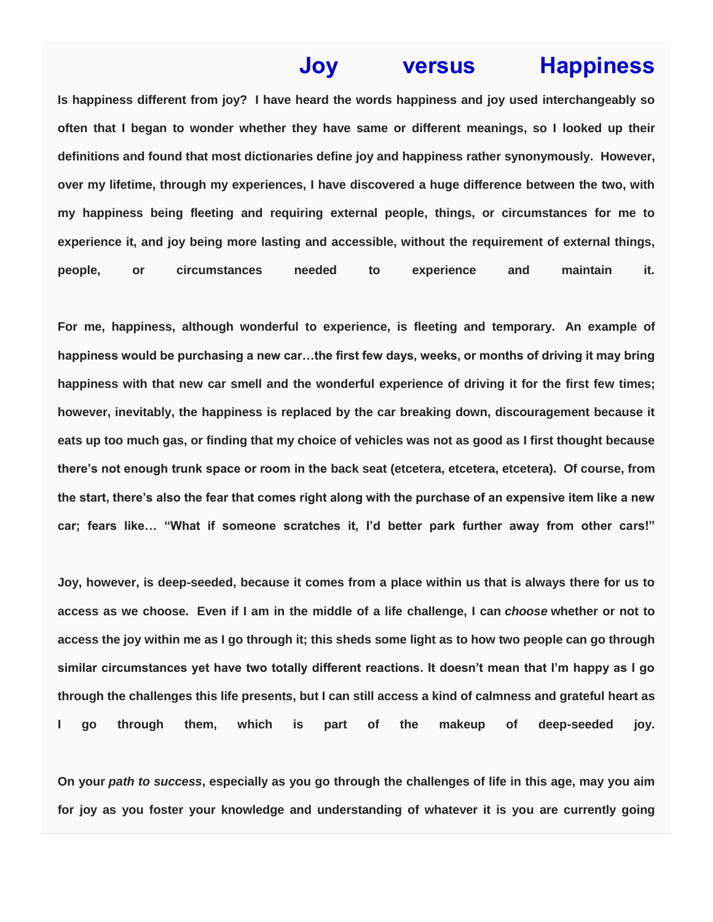# Joy versus Happiness

**Is happiness different from joy? I have heard the words happiness and joy used interchangeably so often that I began to wonder whether they have same or different meanings, so I looked up their definitions and found that most dictionaries define joy and happiness rather synonymously. However, over my lifetime, through my experiences, I have discovered a huge difference between the two, with my happiness being fleeting and requiring external people, things, or circumstances for me to experience it, and joy being more lasting and accessible, without the requirement of external things, people, or circumstances needed to experience and maintain it.**

**For me, happiness, although wonderful to experience, is fleeting and temporary. An example of happiness would be purchasing a new car…the first few days, weeks, or months of driving it may bring happiness with that new car smell and the wonderful experience of driving it for the first few times; however, inevitably, the happiness is replaced by the car breaking down, discouragement because it eats up too much gas, or finding that my choice of vehicles was not as good as I first thought because there's not enough trunk space or room in the back seat (etcetera, etcetera, etcetera). Of course, from the start, there's also the fear that comes right along with the purchase of an expensive item like a new car; fears like… "What if someone scratches it, I'd better park further away from other cars!"**

**Joy, however, is deep-seeded, because it comes from a place within us that is always there for us to access as we choose. Even if I am in the middle of a life challenge, I can *choose* whether or not to access the joy within me as I go through it; this sheds some light as to how two people can go through similar circumstances yet have two totally different reactions. It doesn't mean that I'm happy as I go through the challenges this life presents, but I can still access a kind of calmness and grateful heart as I go through them, which is part of the makeup of deep-seeded joy.**

**On your *path to success*, especially as you go through the challenges of life in this age, may you aim for joy as you foster your knowledge and understanding of whatever it is you are currently going**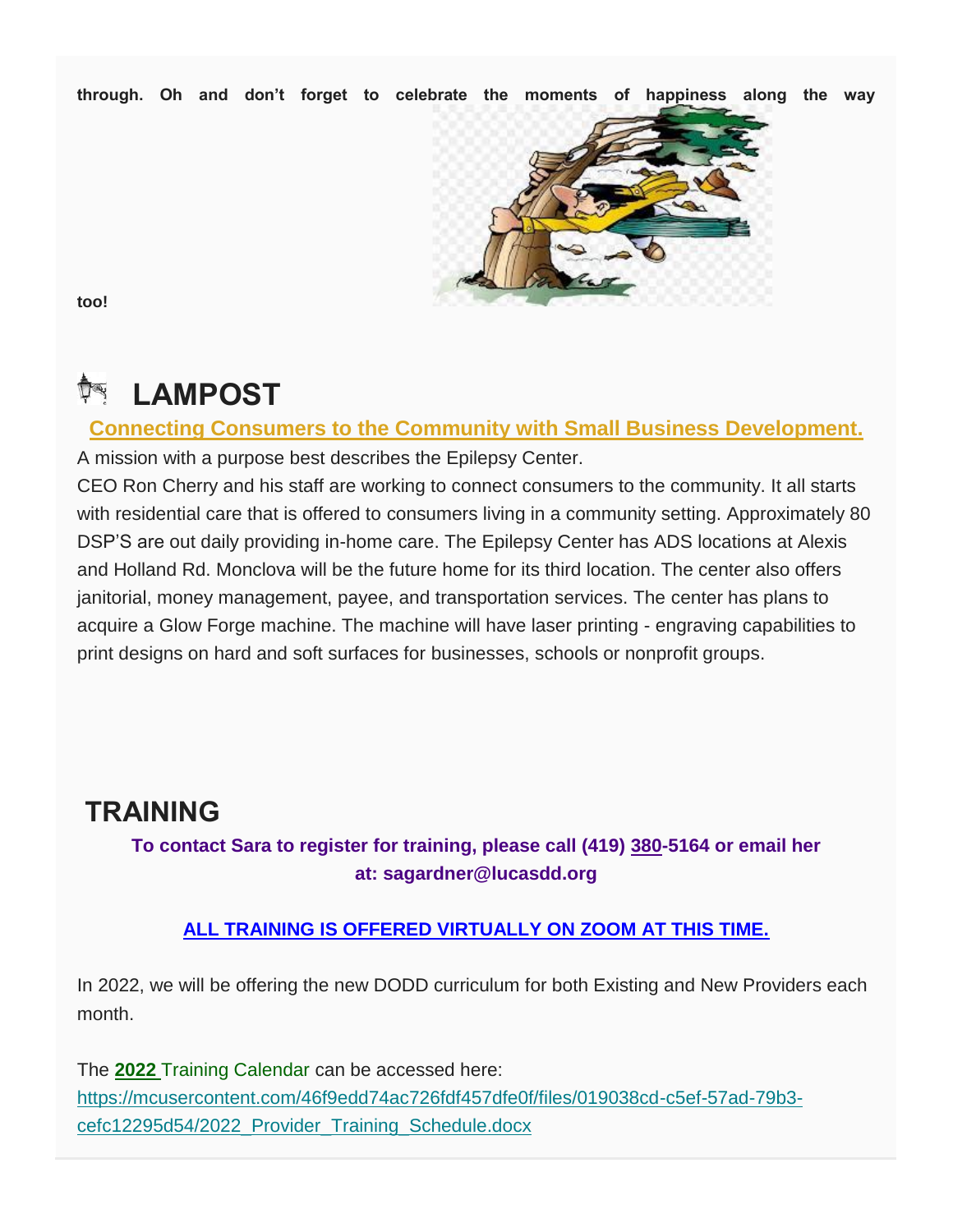**through. Oh and don't forget to celebrate the moments of happiness along the way too!**

# LAMPOST

**Connecting Consumers to the Community with Small Business Development.**

A mission with a purpose best describes the Epilepsy Center.

CEO Ron Cherry and his staff are working to connect consumers to the community. It all starts with residential care that is offered to consumers living in a community setting. Approximately 80 DSP'S are out daily providing in-home care. The Epilepsy Center has ADS locations at Alexis and Holland Rd. Monclova will be the future home for its third location. The center also offers janitorial, money management, payee, and transportation services. The center has plans to acquire a Glow Forge machine. The machine will have laser printing - engraving capabilities to print designs on hard and soft surfaces for businesses, schools or nonprofit groups.

# TRAINING

**To contact Sara to register for training, please call (419) 380-5164 or email her at: sagardner@lucasdd.org**

**ALL TRAINING IS OFFERED VIRTUALLY ON ZOOM AT THIS TIME.**

In 2022, we will be offering the new DODD curriculum for both Existing and New Providers each month.

The **2022** Training Calendar can be accessed here: https://mcusercontent.com/46f9edd74ac726fdf457dfe0f/files/019038cd-c5ef-57ad-79b3-cefc12295d54/2022_Provider_Training_Schedule.docx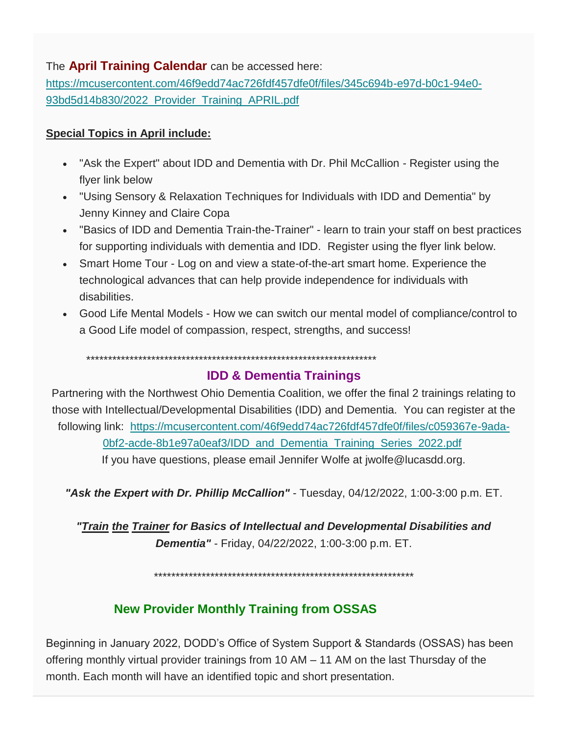The **April Training Calendar** can be accessed here: https://mcusercontent.com/46f9edd74ac726fdf457dfe0f/files/345c694b-e97d-b0c1-94e0-93bd5d14b830/2022_Provider_Training_APRIL.pdf

**Special Topics in April include:**

- "Ask the Expert" about IDD and Dementia with Dr. Phil McCallion - Register using the flyer link below
- "Using Sensory & Relaxation Techniques for Individuals with IDD and Dementia" by Jenny Kinney and Claire Copa
- "Basics of IDD and Dementia Train-the-Trainer" - learn to train your staff on best practices for supporting individuals with dementia and IDD. Register using the flyer link below.
- Smart Home Tour - Log on and view a state-of-the-art smart home. Experience the technological advances that can help provide independence for individuals with disabilities.
- Good Life Mental Models - How we can switch our mental model of compliance/control to a Good Life model of compassion, respect, strengths, and success!

**********************************************************************

## IDD & Dementia Trainings

Partnering with the Northwest Ohio Dementia Coalition, we offer the final 2 trainings relating to those with Intellectual/Developmental Disabilities (IDD) and Dementia. You can register at the following link: https://mcusercontent.com/46f9edd74ac726fdf457dfe0f/files/c059367e-9ada-0bf2-acde-8b1e97a0eaf3/IDD_and_Dementia_Training_Series_2022.pdf
If you have questions, please email Jennifer Wolfe at jwolfe@lucasdd.org.

***"Ask the Expert with Dr. Phillip McCallion"*** - Tuesday, 04/12/2022, 1:00-3:00 p.m. ET.

***"Train the Trainer for Basics of Intellectual and Developmental Disabilities and Dementia"*** - Friday, 04/22/2022, 1:00-3:00 p.m. ET.

**************************************************************

## New Provider Monthly Training from OSSAS

Beginning in January 2022, DODD's Office of System Support & Standards (OSSAS) has been offering monthly virtual provider trainings from 10 AM – 11 AM on the last Thursday of the month. Each month will have an identified topic and short presentation.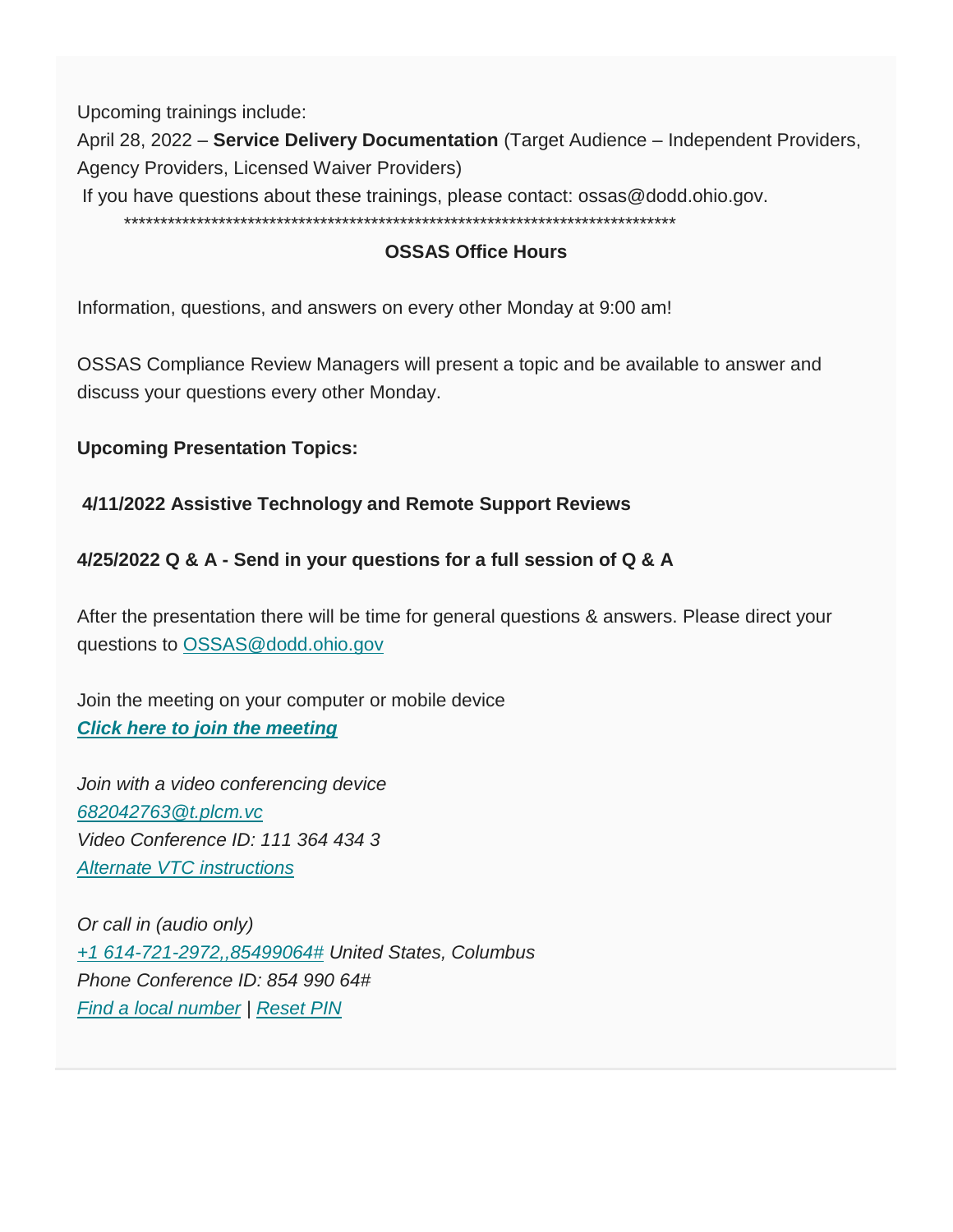Upcoming trainings include:
April 28, 2022 – **Service Delivery Documentation** (Target Audience – Independent Providers, Agency Providers, Licensed Waiver Providers)
If you have questions about these trainings, please contact: ossas@dodd.ohio.gov.

******************************************************************************

**OSSAS Office Hours**

Information, questions, and answers on every other Monday at 9:00 am!

OSSAS Compliance Review Managers will present a topic and be available to answer and discuss your questions every other Monday.

**Upcoming Presentation Topics:**

**4/11/2022 Assistive Technology and Remote Support Reviews**

**4/25/2022 Q & A - Send in your questions for a full session of Q & A**

After the presentation there will be time for general questions & answers. Please direct your questions to OSSAS@dodd.ohio.gov

Join the meeting on your computer or mobile device
***Click here to join the meeting***

*Join with a video conferencing device*
*682042763@t.plcm.vc*
*Video Conference ID: 111 364 434 3*
*Alternate VTC instructions*

*Or call in (audio only)*
*+1 614-721-2972,,85499064# United States, Columbus*
*Phone Conference ID: 854 990 64#*
*Find a local number | Reset PIN*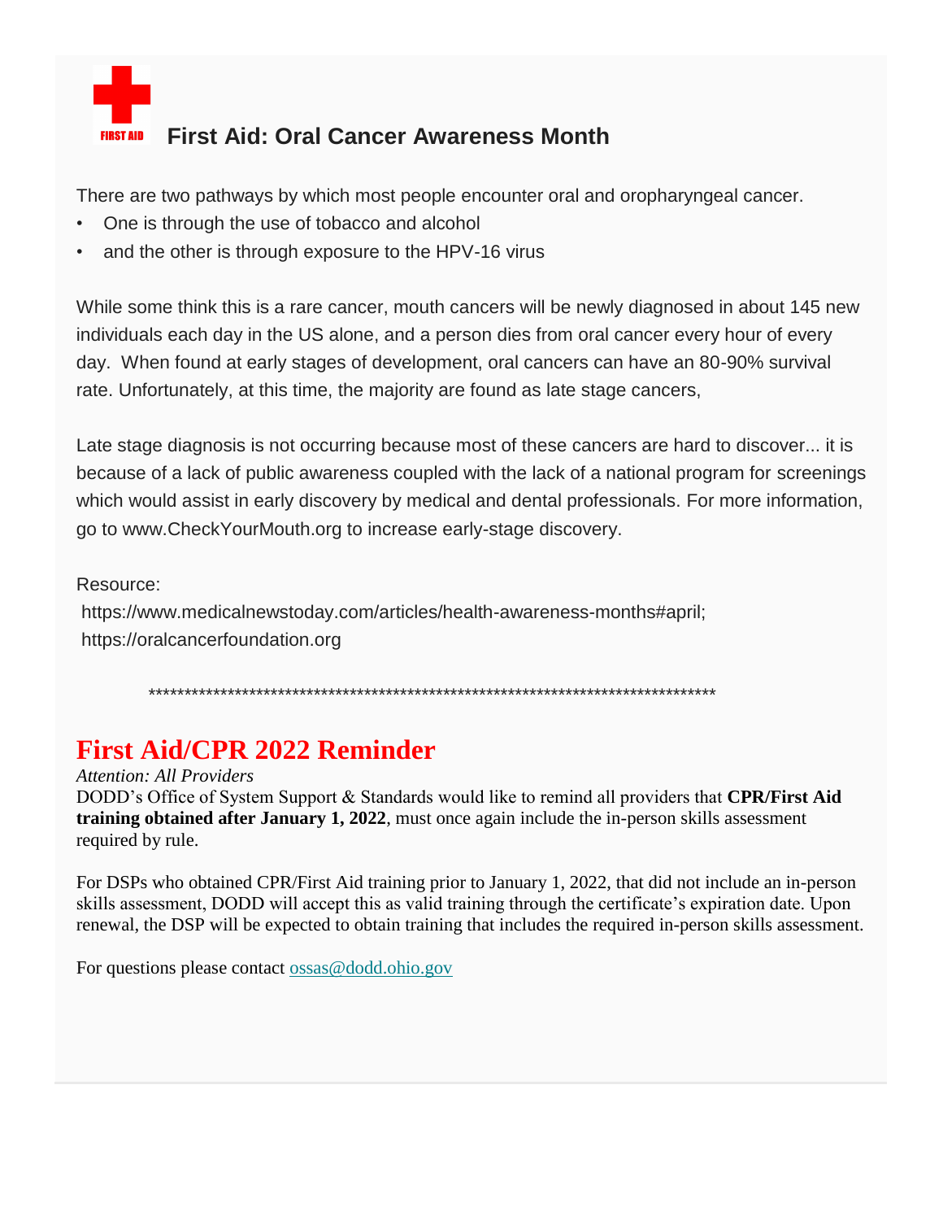## First Aid: Oral Cancer Awareness Month

There are two pathways by which most people encounter oral and oropharyngeal cancer.

- One is through the use of tobacco and alcohol
- and the other is through exposure to the HPV-16 virus

While some think this is a rare cancer, mouth cancers will be newly diagnosed in about 145 new individuals each day in the US alone, and a person dies from oral cancer every hour of every day. When found at early stages of development, oral cancers can have an 80-90% survival rate. Unfortunately, at this time, the majority are found as late stage cancers,

Late stage diagnosis is not occurring because most of these cancers are hard to discover... it is because of a lack of public awareness coupled with the lack of a national program for screenings which would assist in early discovery by medical and dental professionals. For more information, go to www.CheckYourMouth.org to increase early-stage discovery.

Resource:
https://www.medicalnewstoday.com/articles/health-awareness-months#april;
https://oralcancerfoundation.org

*********************************************************************************

## First Aid/CPR 2022 Reminder

*Attention: All Providers*
DODD's Office of System Support & Standards would like to remind all providers that **CPR/First Aid training obtained after January 1, 2022**, must once again include the in-person skills assessment required by rule.

For DSPs who obtained CPR/First Aid training prior to January 1, 2022, that did not include an in-person skills assessment, DODD will accept this as valid training through the certificate's expiration date. Upon renewal, the DSP will be expected to obtain training that includes the required in-person skills assessment.

For questions please contact ossas@dodd.ohio.gov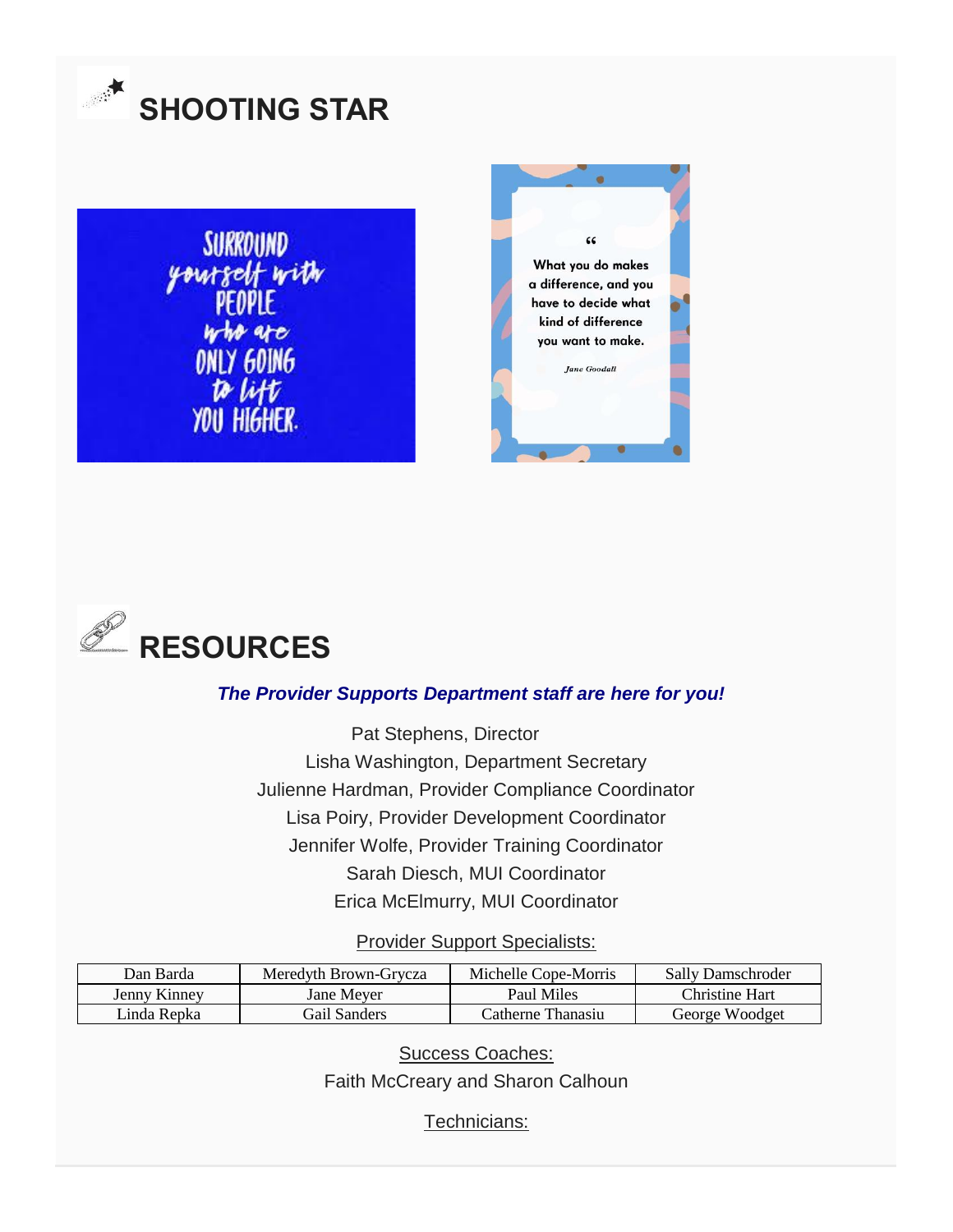# SHOOTING STAR

SURROUND yourself with PEOPLE who are ONLY GOING to lift YOU HIGHER.

"What you do makes a difference, and you have to decide what kind of difference you want to make.

*Jane Goodall*

# RESOURCES

***The Provider Supports Department staff are here for you!***

Pat Stephens, Director
Lisha Washington, Department Secretary
Julienne Hardman, Provider Compliance Coordinator
Lisa Poiry, Provider Development Coordinator
Jennifer Wolfe, Provider Training Coordinator
Sarah Diesch, MUI Coordinator
Erica McElmurry, MUI Coordinator

Provider Support Specialists:

| Dan Barda | Meredyth Brown-Grycza | Michelle Cope-Morris | Sally Damschroder |
|---|---|---|---|
| Jenny Kinney | Jane Meyer | Paul Miles | Christine Hart |
| Linda Repka | Gail Sanders | Catherne Thanasiu | George Woodget |

Success Coaches:

Faith McCreary and Sharon Calhoun

Technicians: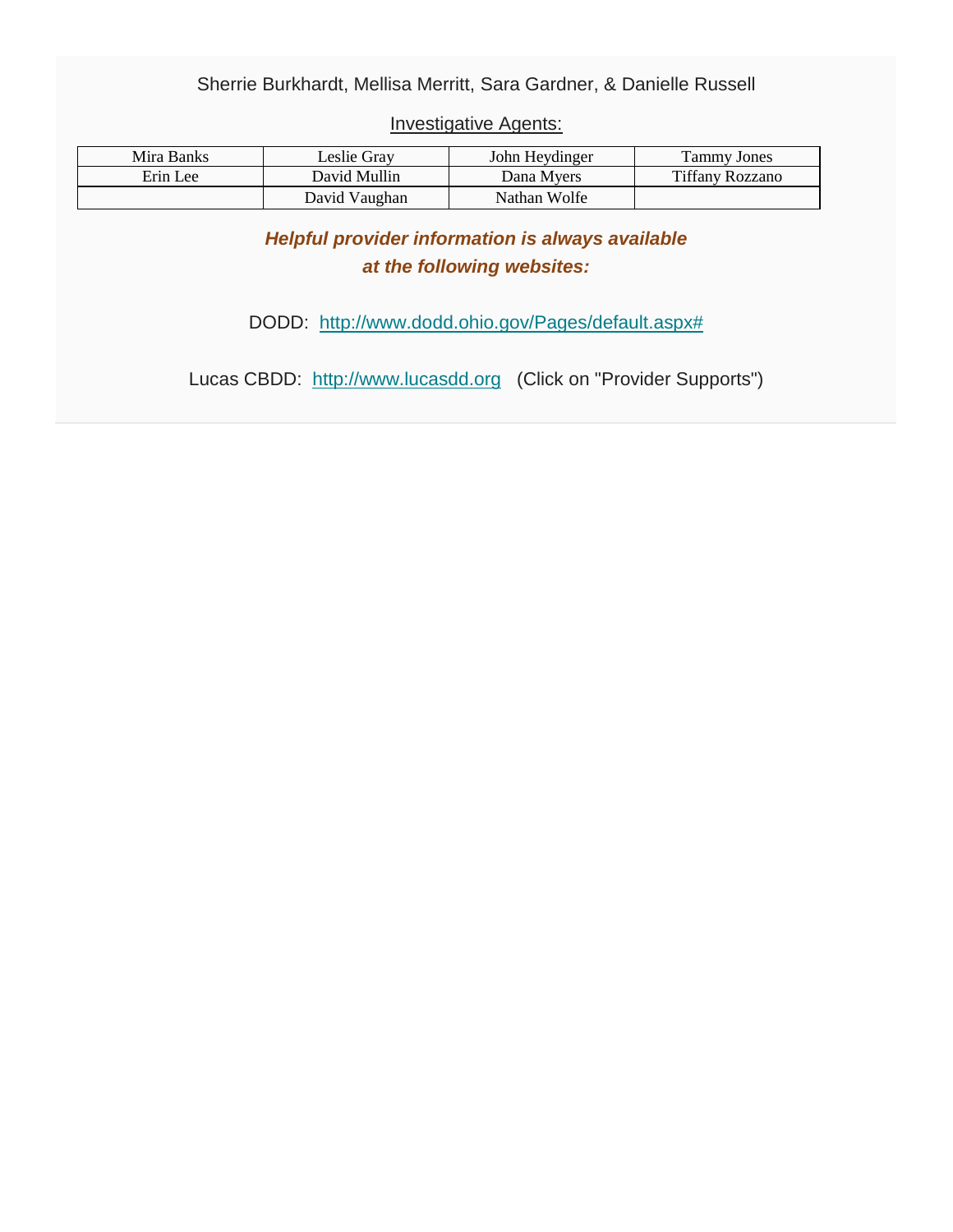Sherrie Burkhardt, Mellisa Merritt, Sara Gardner, & Danielle Russell

Investigative Agents:

| | | | |
|---|---|---|---|
| Mira Banks | Leslie Gray | John Heydinger | Tammy Jones |
| Erin Lee | David Mullin | Dana Myers | Tiffany Rozzano |
| | David Vaughan | Nathan Wolfe | |

***Helpful provider information is always available at the following websites:***

DODD: http://www.dodd.ohio.gov/Pages/default.aspx#

Lucas CBDD: http://www.lucasdd.org (Click on "Provider Supports")